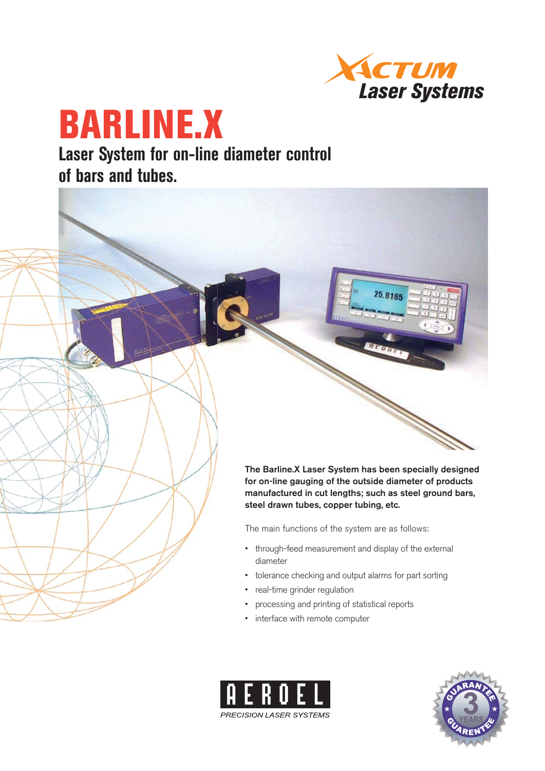XACTUM Laser Systems

# BARLINE.X

## Laser System for on-line diameter control of bars and tubes.

**The Barline.X Laser System has been specially designed for on-line gauging of the outside diameter of products manufactured in cut lengths; such as steel ground bars, steel drawn tubes, copper tubing, etc.**

The main functions of the system are as follows:

- through-feed measurement and display of the external diameter
- tolerance checking and output alarms for part sorting
- real-time grinder regulation
- processing and printing of statistical reports
- interface with remote computer

AEROEL

*PRECISION LASER SYSTEMS*

GUARANTEE 3 YEARS GUARENTEE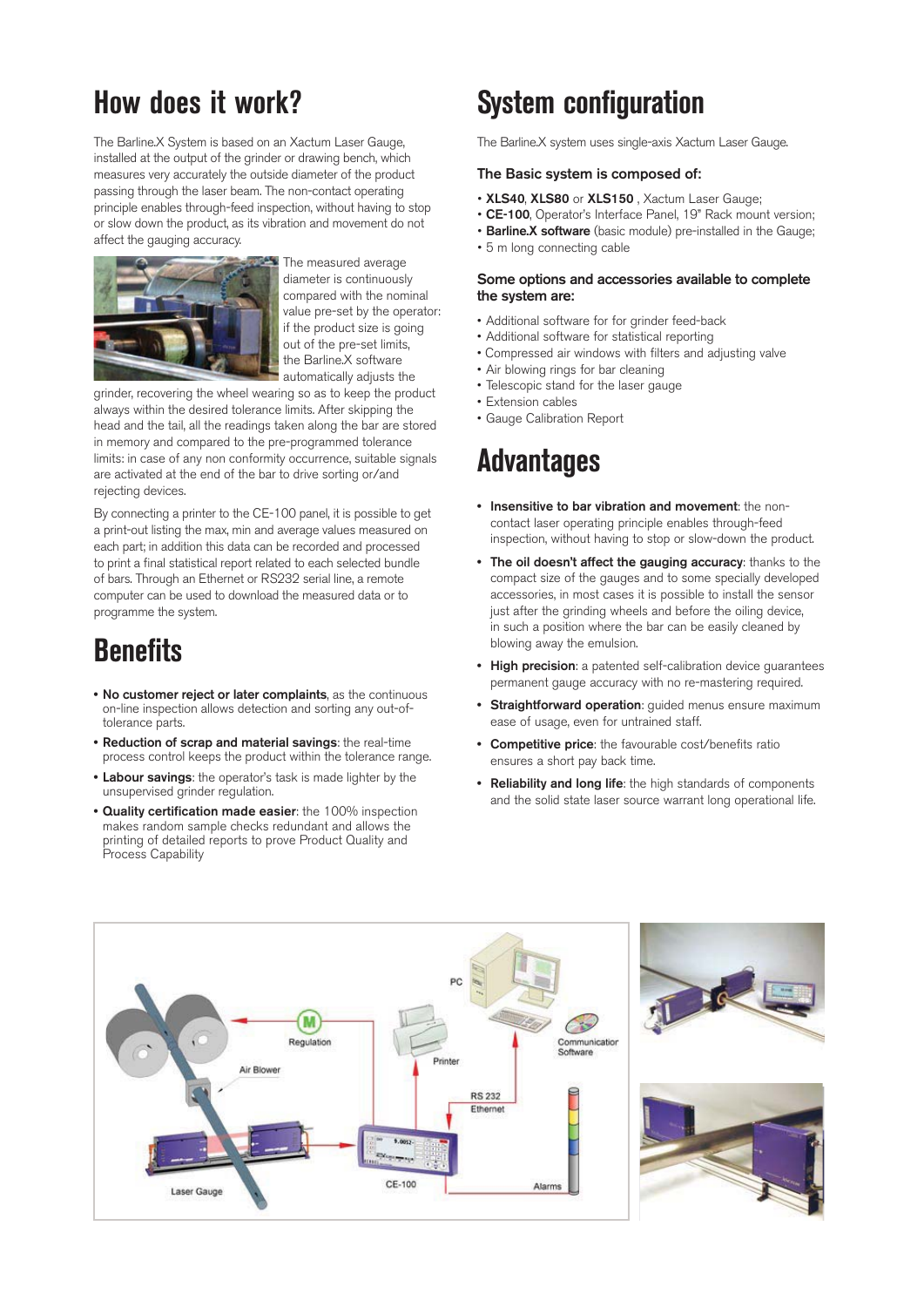# How does it work?

The Barline.X System is based on an Xactum Laser Gauge, installed at the output of the grinder or drawing bench, which measures very accurately the outside diameter of the product passing through the laser beam. The non-contact operating principle enables through-feed inspection, without having to stop or slow down the product, as its vibration and movement do not affect the gauging accuracy.

The measured average diameter is continuously compared with the nominal value pre-set by the operator: if the product size is going out of the pre-set limits, the Barline.X software automatically adjusts the grinder, recovering the wheel wearing so as to keep the product always within the desired tolerance limits. After skipping the head and the tail, all the readings taken along the bar are stored in memory and compared to the pre-programmed tolerance limits: in case of any non conformity occurrence, suitable signals are activated at the end of the bar to drive sorting or/and rejecting devices.

By connecting a printer to the CE-100 panel, it is possible to get a print-out listing the max, min and average values measured on each part; in addition this data can be recorded and processed to print a final statistical report related to each selected bundle of bars. Through an Ethernet or RS232 serial line, a remote computer can be used to download the measured data or to programme the system.

# Benefits

- **No customer reject or later complaints**, as the continuous on-line inspection allows detection and sorting any out-of-tolerance parts.
- **Reduction of scrap and material savings**: the real-time process control keeps the product within the tolerance range.
- **Labour savings**: the operator's task is made lighter by the unsupervised grinder regulation.
- **Quality certification made easier**: the 100% inspection makes random sample checks redundant and allows the printing of detailed reports to prove Product Quality and Process Capability

# System configuration

The Barline.X system uses single-axis Xactum Laser Gauge.

### The Basic system is composed of:

- **XLS40**, **XLS80** or **XLS150** , Xactum Laser Gauge;
- **CE-100**, Operator's Interface Panel, 19" Rack mount version;
- **Barline.X software** (basic module) pre-installed in the Gauge;
- 5 m long connecting cable

### Some options and accessories available to complete the system are:

- Additional software for for grinder feed-back
- Additional software for statistical reporting
- Compressed air windows with filters and adjusting valve
- Air blowing rings for bar cleaning
- Telescopic stand for the laser gauge
- Extension cables
- Gauge Calibration Report

# Advantages

- **Insensitive to bar vibration and movement**: the non-contact laser operating principle enables through-feed inspection, without having to stop or slow-down the product.
- **The oil doesn't affect the gauging accuracy**: thanks to the compact size of the gauges and to some specially developed accessories, in most cases it is possible to install the sensor just after the grinding wheels and before the oiling device, in such a position where the bar can be easily cleaned by blowing away the emulsion.
- **High precision**: a patented self-calibration device guarantees permanent gauge accuracy with no re-mastering required.
- **Straightforward operation**: guided menus ensure maximum ease of usage, even for untrained staff.
- **Competitive price**: the favourable cost/benefits ratio ensures a short pay back time.
- **Reliability and long life**: the high standards of components and the solid state laser source warrant long operational life.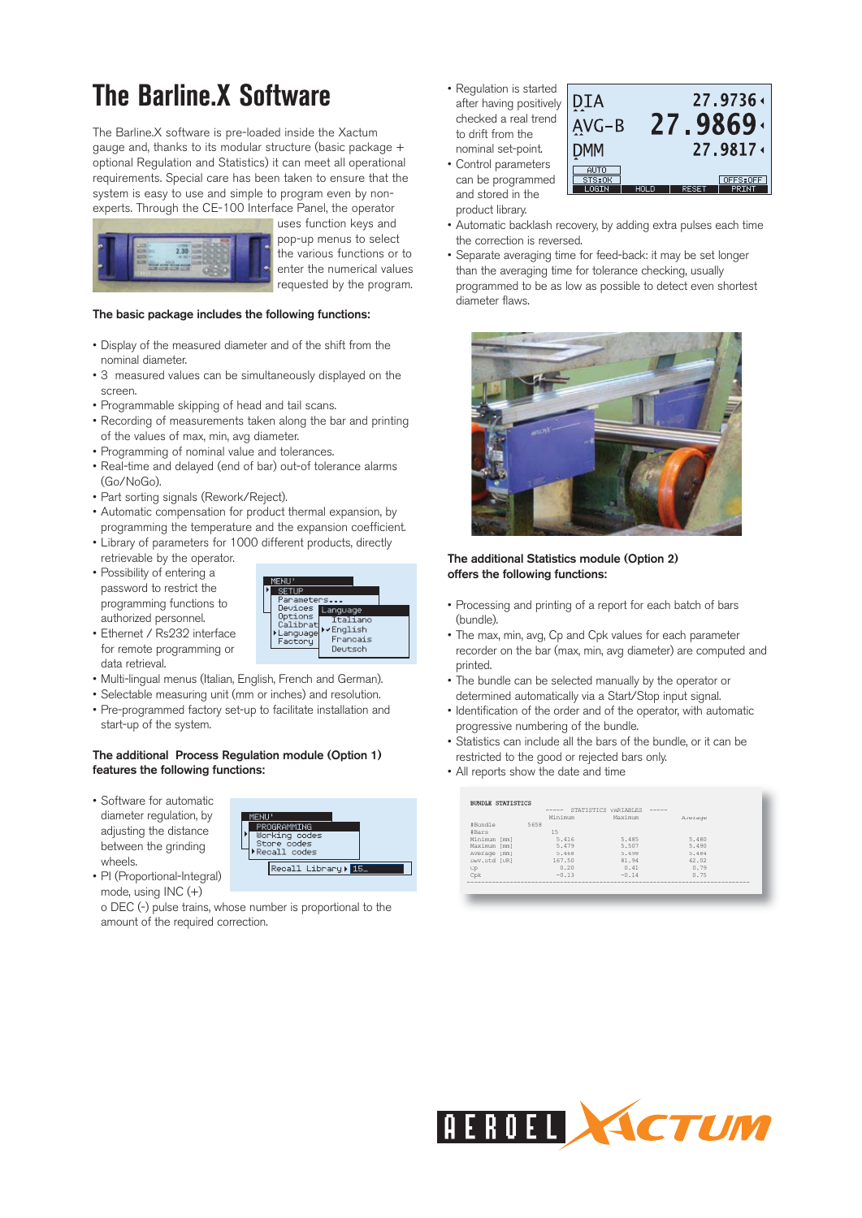# The Barline.X Software

The Barline.X software is pre-loaded inside the Xactum gauge and, thanks to its modular structure (basic package + optional Regulation and Statistics) it can meet all operational requirements. Special care has been taken to ensure that the system is easy to use and simple to program even by non-experts. Through the CE-100 Interface Panel, the operator uses function keys and pop-up menus to select the various functions or to enter the numerical values requested by the program.

**The basic package includes the following functions:**

- Display of the measured diameter and of the shift from the nominal diameter.
- 3 measured values can be simultaneously displayed on the screen.
- Programmable skipping of head and tail scans.
- Recording of measurements taken along the bar and printing of the values of max, min, avg diameter.
- Programming of nominal value and tolerances.
- Real-time and delayed (end of bar) out-of tolerance alarms (Go/NoGo).
- Part sorting signals (Rework/Reject).
- Automatic compensation for product thermal expansion, by programming the temperature and the expansion coefficient.
- Library of parameters for 1000 different products, directly retrievable by the operator.
- Possibility of entering a password to restrict the programming functions to authorized personnel.
- Ethernet / Rs232 interface for remote programming or data retrieval.
- Multi-lingual menus (Italian, English, French and German).
- Selectable measuring unit (mm or inches) and resolution.
- Pre-programmed factory set-up to facilitate installation and start-up of the system.

**The additional Process Regulation module (Option 1) features the following functions:**

- Software for automatic diameter regulation, by adjusting the distance between the grinding wheels.
- PI (Proportional-Integral) mode, using INC (+) o DEC (-) pulse trains, whose number is proportional to the amount of the required correction.
- Regulation is started after having positively checked a real trend to drift from the nominal set-point.
- Control parameters can be programmed and stored in the product library.
- Automatic backlash recovery, by adding extra pulses each time the correction is reversed.
- Separate averaging time for feed-back: it may be set longer than the averaging time for tolerance checking, usually programmed to be as low as possible to detect even shortest diameter flaws.

**The additional Statistics module (Option 2) offers the following functions:**

- Processing and printing of a report for each batch of bars (bundle).
- The max, min, avg, Cp and Cpk values for each parameter recorder on the bar (max, min, avg diameter) are computed and printed.
- The bundle can be selected manually by the operator or determined automatically via a Start/Stop input signal.
- Identification of the order and of the operator, with automatic progressive numbering of the bundle.
- Statistics can include all the bars of the bundle, or it can be restricted to the good or rejected bars only.
- All reports show the date and time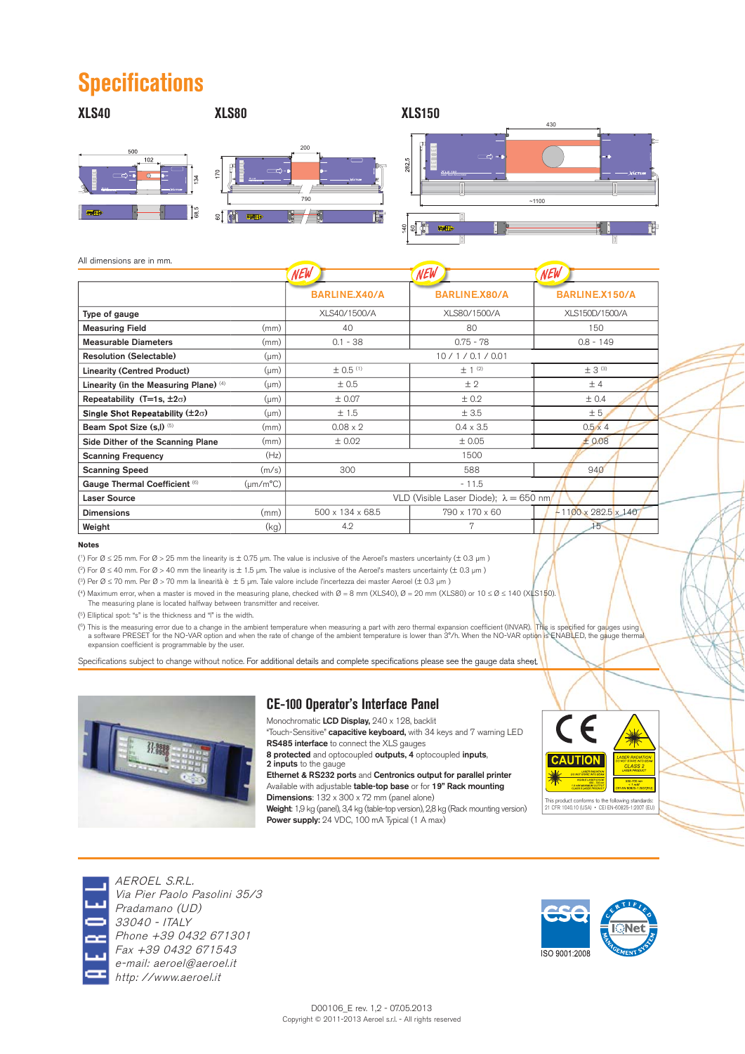# Specifications

**XLS40** **XLS80** **XLS150**

500
102
134
68,5

200
170
790
60

430
282,5
~1100
140
60

All dimensions are in mm.

| | | NEW BARLINE.X40/A | NEW BARLINE.X80/A | NEW BARLINE.X150/A |
|---|---|---|---|---|
| **Type of gauge** | | XLS40/1500/A | XLS80/1500/A | XLS150D/1500/A |
| **Measuring Field** | (mm) | 40 | 80 | 150 |
| **Measurable Diameters** | (mm) | 0.1 - 38 | 0.75 - 78 | 0.8 - 149 |
| **Resolution (Selectable)** | (μm) | | 10 / 1 / 0.1 / 0.01 | |
| **Linearity (Centred Product)** | (μm) | ± 0.5 [1] | ± 1 [2] | ± 3 [3] |
| **Linearity (in the Measuring Plane)** [4] | (μm) | ± 0.5 | ± 2 | ± 4 |
| **Repeatability (T=1s, ±2σ)** | (μm) | ± 0.07 | ± 0.2 | ± 0.4 |
| **Single Shot Repeatability (±2σ)** | (μm) | ± 1.5 | ± 3.5 | ± 5 |
| **Beam Spot Size (s,l)** [5] | (mm) | 0.08 x 2 | 0.4 x 3.5 | 0.5 x 4 |
| **Side Dither of the Scanning Plane** | (mm) | ± 0.02 | ± 0.05 | ± 0.08 |
| **Scanning Frequency** | (Hz) | | 1500 | |
| **Scanning Speed** | (m/s) | 300 | 588 | 940 |
| **Gauge Thermal Coefficient** [6] | (μm/m°C) | | - 11.5 | |
| **Laser Source** | | | VLD (Visible Laser Diode); λ = 650 nm | |
| **Dimensions** | (mm) | 500 x 134 x 68.5 | 790 x 170 x 60 | ~1100 x 282.5 x 140 |
| **Weight** | (kg) | 4.2 | 7 | 15 |

**Notes**

(1) For Ø ≤ 25 mm. For Ø > 25 mm the linearity is ± 0.75 μm. The value is inclusive of the Aeroel's masters uncertainty (± 0.3 μm )

(2) For Ø ≤ 40 mm. For Ø > 40 mm the linearity is ± 1.5 μm. The value is inclusive of the Aeroel's masters uncertainty (± 0.3 μm )

(3) Per Ø ≤ 70 mm. Per Ø > 70 mm la linearità è ± 5 μm. Tale valore include l'incertezza dei master Aeroel (± 0.3 μm )

(4) Maximum error, when a master is moved in the measuring plane, checked with Ø = 8 mm (XLS40), Ø = 20 mm (XLS80) or 10 ≤ Ø ≤ 140 (XLS150). The measuring plane is located halfway between transmitter and receiver.

(5) Elliptical spot: "s" is the thickness and "l" is the width.

(6) This is the measuring error due to a change in the ambient temperature when measuring a part with zero thermal expansion coefficient (INVAR). This is specified for gauges using a software PRESET for the NO-VAR option and when the rate of change of the ambient temperature is lower than 3°/h. When the NO-VAR option is ENABLED, the gauge thermal expansion coefficient is programmable by the user.

Specifications subject to change without notice. For additional details and complete specifications please see the gauge data sheet.

## CE-100 Operator's Interface Panel

Monochromatic **LCD Display,** 240 x 128, backlit
"Touch-Sensitive" **capacitive keyboard,** with 34 keys and 7 warning LED
**RS485 interface** to connect the XLS gauges
**8 protected** and optocoupled **outputs, 4** optocoupled **inputs,**
**2 inputs** to the gauge
**Ethernet & RS232 ports** and **Centronics output for parallel printer**
Available with adjustable **table-top base** or for **19" Rack mounting**
**Dimensions**: 132 x 300 x 72 mm (panel alone)
**Weight**: 1,9 kg (panel), 3,4 kg (table-top version), 2,8 kg (Rack mounting version)
**Power supply:** 24 VDC, 100 mA Typical (1 A max)

CE
CAUTION
LASER RADIATION DO NOT STARE INTO BEAM
CLASS 2 LASER PRODUCT

This product conforms to the following standards:
21 CFR 1040.10 (USA) • CEI EN-60825-1:2007 (EU)

AEROEL

*AEROEL S.R.L.*
*Via Pier Paolo Pasolini 35/3*
*Pradamano (UD)*
*33040 - ITALY*
*Phone +39 0432 671301*
*Fax +39 0432 671543*
*e-mail: aeroel@aeroel.it*
*http: //www.aeroel.it*

CSQ ISO 9001:2008
IQNet CERTIFIED MANAGEMENT SYSTEM

D00106_E rev. 1,2 - 07.05.2013
Copyright © 2011-2013 Aeroel s.r.l. - All rights reserved